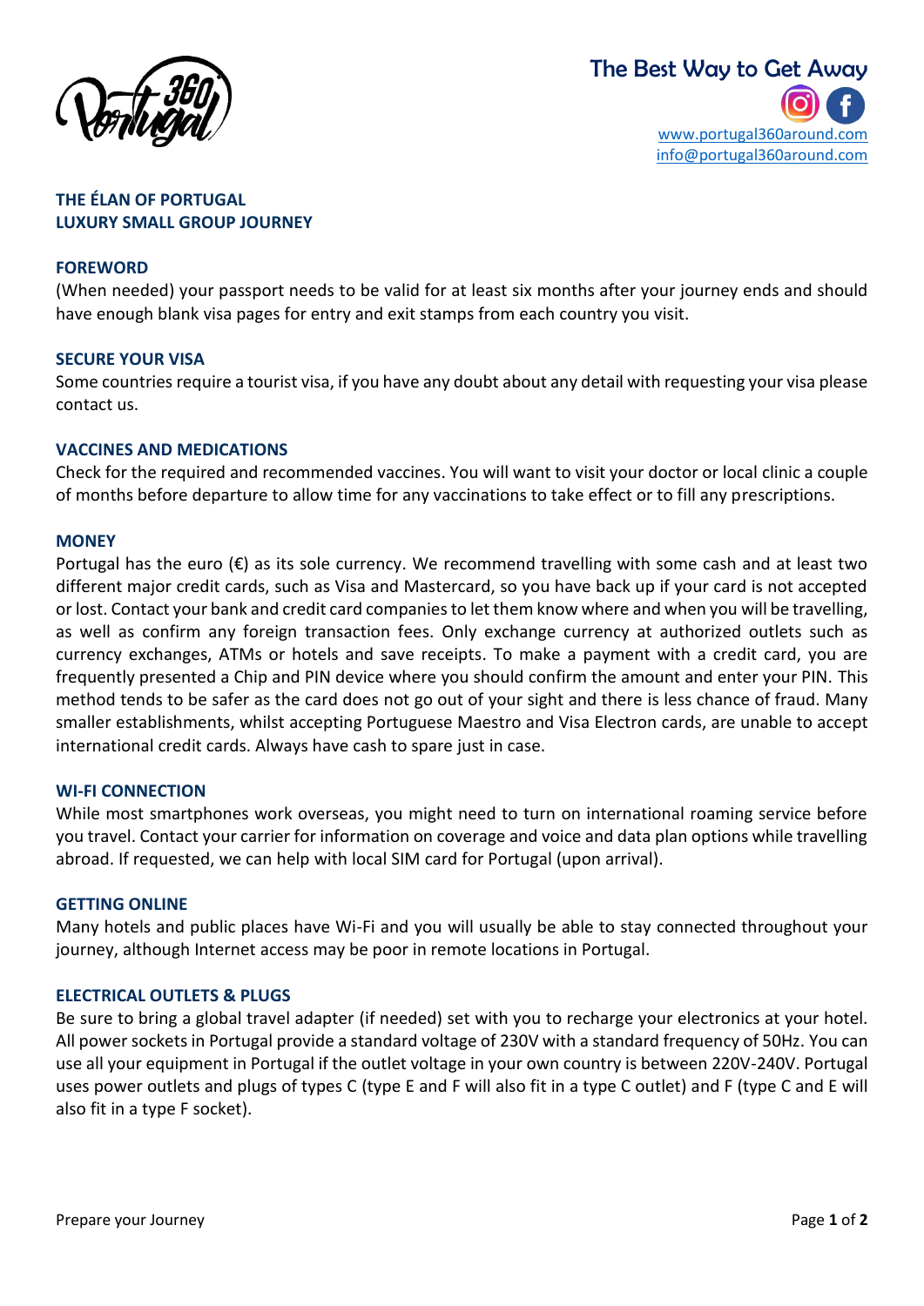The Best Way to Get Away

www.portugal360around.com
info@portugal360around.com

# THE ÉLAN OF PORTUGAL
# LUXURY SMALL GROUP JOURNEY

## FOREWORD

(When needed) your passport needs to be valid for at least six months after your journey ends and should have enough blank visa pages for entry and exit stamps from each country you visit.

## SECURE YOUR VISA

Some countries require a tourist visa, if you have any doubt about any detail with requesting your visa please contact us.

## VACCINES AND MEDICATIONS

Check for the required and recommended vaccines. You will want to visit your doctor or local clinic a couple of months before departure to allow time for any vaccinations to take effect or to fill any prescriptions.

## MONEY

Portugal has the euro (€) as its sole currency. We recommend travelling with some cash and at least two different major credit cards, such as Visa and Mastercard, so you have back up if your card is not accepted or lost. Contact your bank and credit card companies to let them know where and when you will be travelling, as well as confirm any foreign transaction fees. Only exchange currency at authorized outlets such as currency exchanges, ATMs or hotels and save receipts. To make a payment with a credit card, you are frequently presented a Chip and PIN device where you should confirm the amount and enter your PIN. This method tends to be safer as the card does not go out of your sight and there is less chance of fraud. Many smaller establishments, whilst accepting Portuguese Maestro and Visa Electron cards, are unable to accept international credit cards. Always have cash to spare just in case.

## WI-FI CONNECTION

While most smartphones work overseas, you might need to turn on international roaming service before you travel. Contact your carrier for information on coverage and voice and data plan options while travelling abroad. If requested, we can help with local SIM card for Portugal (upon arrival).

## GETTING ONLINE

Many hotels and public places have Wi-Fi and you will usually be able to stay connected throughout your journey, although Internet access may be poor in remote locations in Portugal.

## ELECTRICAL OUTLETS & PLUGS

Be sure to bring a global travel adapter (if needed) set with you to recharge your electronics at your hotel. All power sockets in Portugal provide a standard voltage of 230V with a standard frequency of 50Hz. You can use all your equipment in Portugal if the outlet voltage in your own country is between 220V-240V. Portugal uses power outlets and plugs of types C (type E and F will also fit in a type C outlet) and F (type C and E will also fit in a type F socket).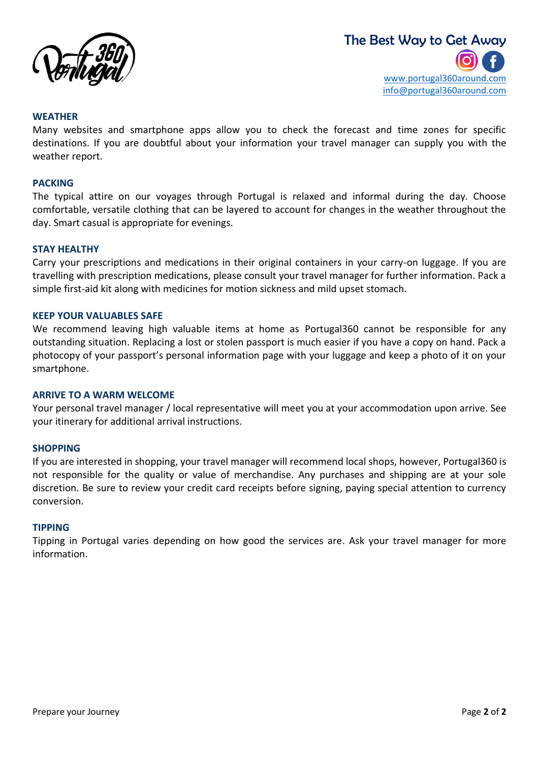## WEATHER

Many websites and smartphone apps allow you to check the forecast and time zones for specific destinations. If you are doubtful about your information your travel manager can supply you with the weather report.

## PACKING

The typical attire on our voyages through Portugal is relaxed and informal during the day. Choose comfortable, versatile clothing that can be layered to account for changes in the weather throughout the day. Smart casual is appropriate for evenings.

## STAY HEALTHY

Carry your prescriptions and medications in their original containers in your carry-on luggage. If you are travelling with prescription medications, please consult your travel manager for further information. Pack a simple first-aid kit along with medicines for motion sickness and mild upset stomach.

## KEEP YOUR VALUABLES SAFE

We recommend leaving high valuable items at home as Portugal360 cannot be responsible for any outstanding situation. Replacing a lost or stolen passport is much easier if you have a copy on hand. Pack a photocopy of your passport's personal information page with your luggage and keep a photo of it on your smartphone.

## ARRIVE TO A WARM WELCOME

Your personal travel manager / local representative will meet you at your accommodation upon arrive. See your itinerary for additional arrival instructions.

## SHOPPING

If you are interested in shopping, your travel manager will recommend local shops, however, Portugal360 is not responsible for the quality or value of merchandise. Any purchases and shipping are at your sole discretion. Be sure to review your credit card receipts before signing, paying special attention to currency conversion.

## TIPPING

Tipping in Portugal varies depending on how good the services are. Ask your travel manager for more information.